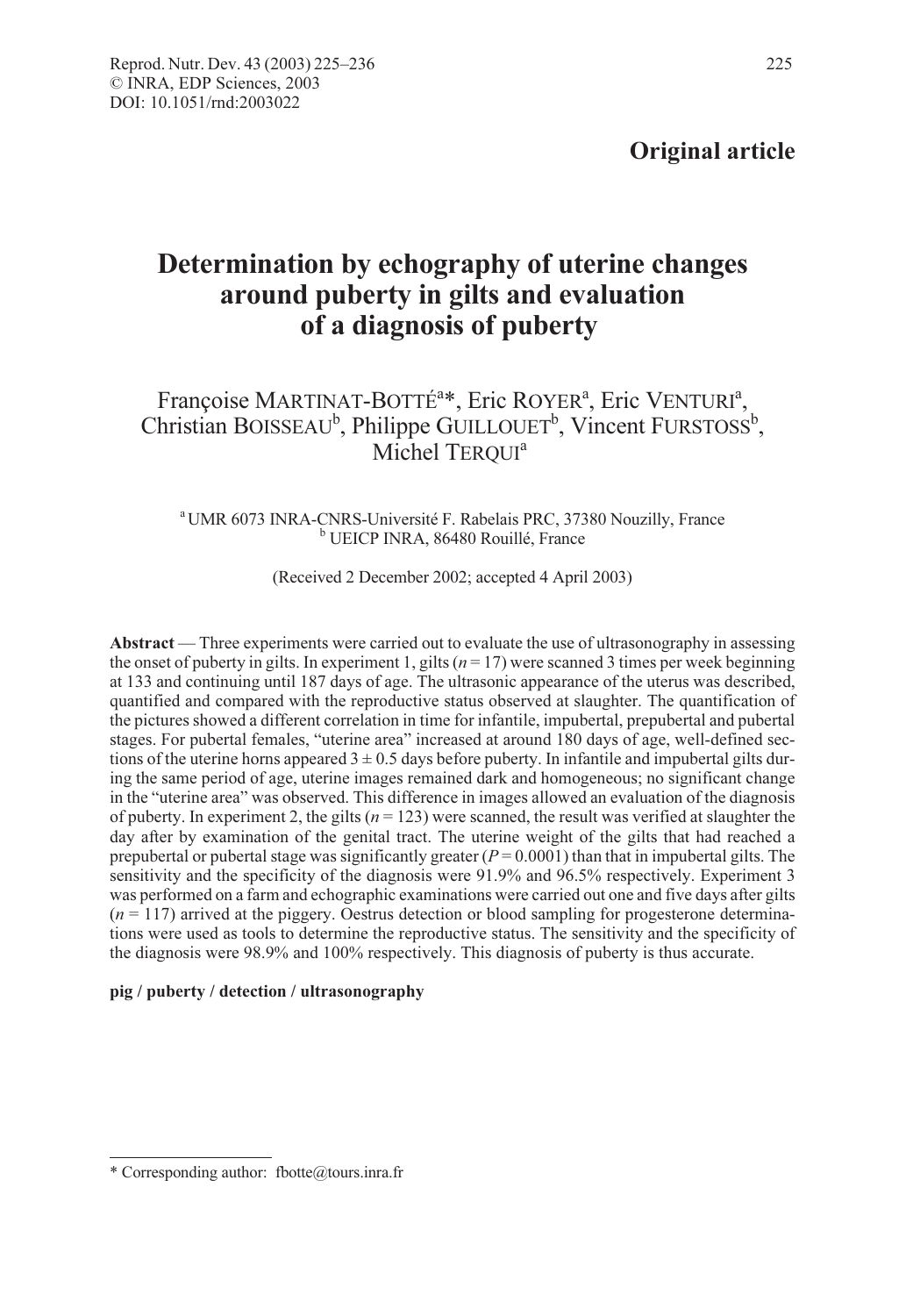**Original article**

# Determination by echography of uterine changes around puberty in gilts and evaluation of a diagnosis of puberty

Françoise MARTINAT-BOTTÉ[a]*, Eric ROYER[a], Eric VENTURI[a], Christian BOISSEAU[b], Philippe GUILLOUET[b], Vincent FURSTOSS[b], Michel TERQUI[a]

[a] UMR 6073 INRA-CNRS-Université F. Rabelais PRC, 37380 Nouzilly, France
[b] UEICP INRA, 86480 Rouillé, France

(Received 2 December 2002; accepted 4 April 2003)

**Abstract** — Three experiments were carried out to evaluate the use of ultrasonography in assessing the onset of puberty in gilts. In experiment 1, gilts ($n = 17$) were scanned 3 times per week beginning at 133 and continuing until 187 days of age. The ultrasonic appearance of the uterus was described, quantified and compared with the reproductive status observed at slaughter. The quantification of the pictures showed a different correlation in time for infantile, impubertal, prepubertal and pubertal stages. For pubertal females, "uterine area" increased at around 180 days of age, well-defined sections of the uterine horns appeared $3 \pm 0.5$ days before puberty. In infantile and impubertal gilts during the same period of age, uterine images remained dark and homogeneous; no significant change in the "uterine area" was observed. This difference in images allowed an evaluation of the diagnosis of puberty. In experiment 2, the gilts ($n = 123$) were scanned, the result was verified at slaughter the day after by examination of the genital tract. The uterine weight of the gilts that had reached a prepubertal or pubertal stage was significantly greater ($P = 0.0001$) than that in impubertal gilts. The sensitivity and the specificity of the diagnosis were 91.9% and 96.5% respectively. Experiment 3 was performed on a farm and echographic examinations were carried out one and five days after gilts ($n = 117$) arrived at the piggery. Oestrus detection or blood sampling for progesterone determinations were used as tools to determine the reproductive status. The sensitivity and the specificity of the diagnosis were 98.9% and 100% respectively. This diagnosis of puberty is thus accurate.

**pig / puberty / detection / ultrasonography**

---

\* Corresponding author: fbotte@tours.inra.fr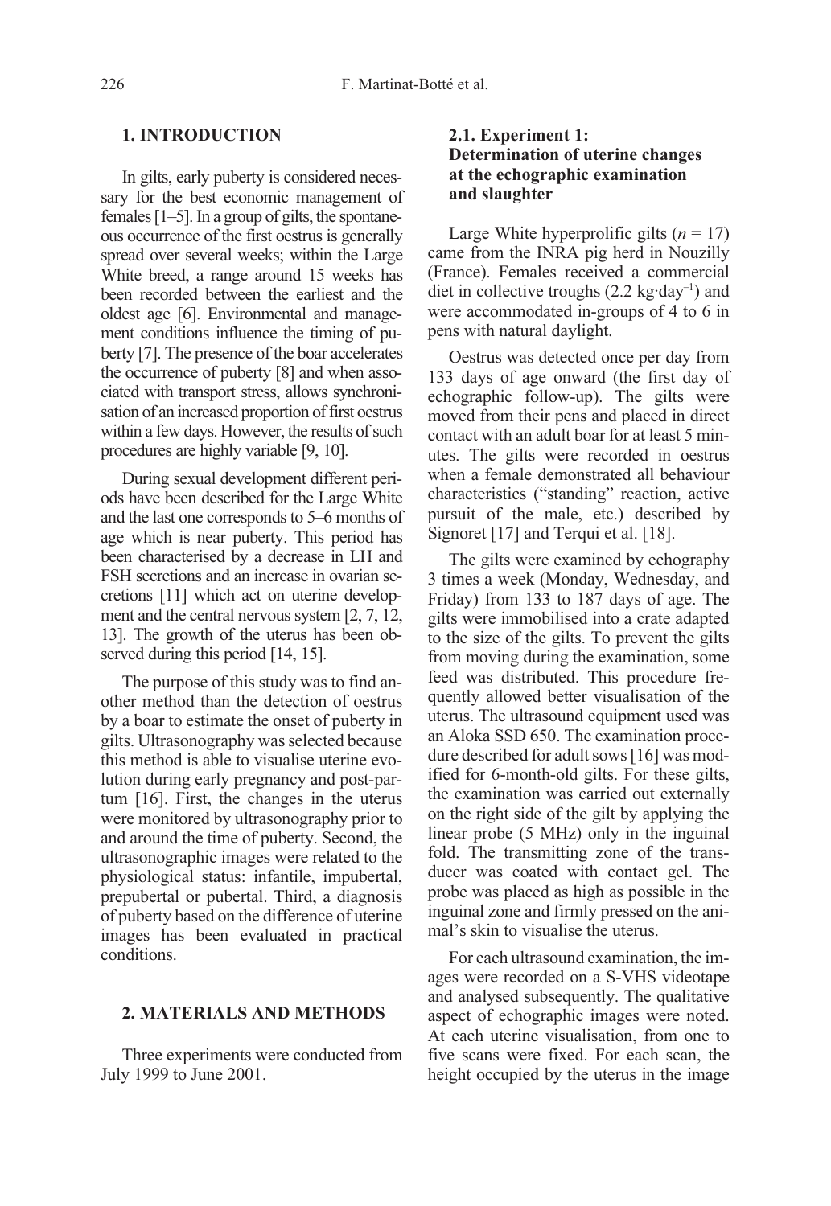## 1. INTRODUCTION

In gilts, early puberty is considered necessary for the best economic management of females [1–5]. In a group of gilts, the spontaneous occurrence of the first oestrus is generally spread over several weeks; within the Large White breed, a range around 15 weeks has been recorded between the earliest and the oldest age [6]. Environmental and management conditions influence the timing of puberty [7]. The presence of the boar accelerates the occurrence of puberty [8] and when associated with transport stress, allows synchronisation of an increased proportion of first oestrus within a few days. However, the results of such procedures are highly variable [9, 10].

During sexual development different periods have been described for the Large White and the last one corresponds to 5–6 months of age which is near puberty. This period has been characterised by a decrease in LH and FSH secretions and an increase in ovarian secretions [11] which act on uterine development and the central nervous system [2, 7, 12, 13]. The growth of the uterus has been observed during this period [14, 15].

The purpose of this study was to find another method than the detection of oestrus by a boar to estimate the onset of puberty in gilts. Ultrasonography was selected because this method is able to visualise uterine evolution during early pregnancy and post-partum [16]. First, the changes in the uterus were monitored by ultrasonography prior to and around the time of puberty. Second, the ultrasonographic images were related to the physiological status: infantile, impubertal, prepubertal or pubertal. Third, a diagnosis of puberty based on the difference of uterine images has been evaluated in practical conditions.

## 2. MATERIALS AND METHODS

Three experiments were conducted from July 1999 to June 2001.

### 2.1. Experiment 1: Determination of uterine changes at the echographic examination and slaughter

Large White hyperprolific gilts ($n = 17$) came from the INRA pig herd in Nouzilly (France). Females received a commercial diet in collective troughs (2.2 $kg \cdot day^{-1}$) and were accommodated in-groups of 4 to 6 in pens with natural daylight.

Oestrus was detected once per day from 133 days of age onward (the first day of echographic follow-up). The gilts were moved from their pens and placed in direct contact with an adult boar for at least 5 minutes. The gilts were recorded in oestrus when a female demonstrated all behaviour characteristics ("standing" reaction, active pursuit of the male, etc.) described by Signoret [17] and Terqui et al. [18].

The gilts were examined by echography 3 times a week (Monday, Wednesday, and Friday) from 133 to 187 days of age. The gilts were immobilised into a crate adapted to the size of the gilts. To prevent the gilts from moving during the examination, some feed was distributed. This procedure frequently allowed better visualisation of the uterus. The ultrasound equipment used was an Aloka SSD 650. The examination procedure described for adult sows [16] was modified for 6-month-old gilts. For these gilts, the examination was carried out externally on the right side of the gilt by applying the linear probe (5 MHz) only in the inguinal fold. The transmitting zone of the transducer was coated with contact gel. The probe was placed as high as possible in the inguinal zone and firmly pressed on the animal's skin to visualise the uterus.

For each ultrasound examination, the images were recorded on a S-VHS videotape and analysed subsequently. The qualitative aspect of echographic images were noted. At each uterine visualisation, from one to five scans were fixed. For each scan, the height occupied by the uterus in the image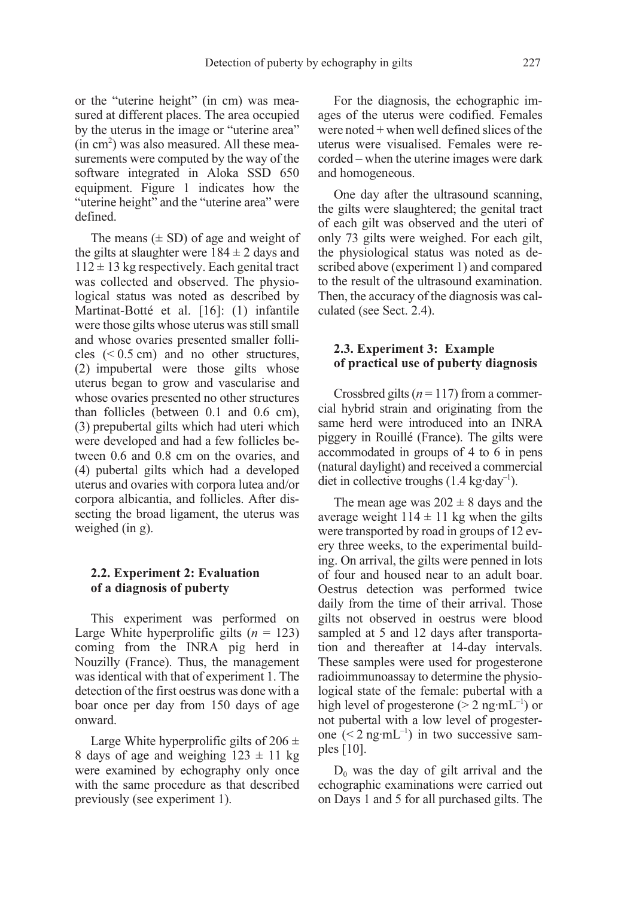or the "uterine height" (in cm) was measured at different places. The area occupied by the uterus in the image or "uterine area" (in $cm^2$) was also measured. All these measurements were computed by the way of the software integrated in Aloka SSD 650 equipment. Figure 1 indicates how the "uterine height" and the "uterine area" were defined.

The means (± SD) of age and weight of the gilts at slaughter were 184 ± 2 days and 112 ± 13 kg respectively. Each genital tract was collected and observed. The physiological status was noted as described by Martinat-Botté et al. [16]: (1) infantile were those gilts whose uterus was still small and whose ovaries presented smaller follicles (< 0.5 cm) and no other structures, (2) impubertal were those gilts whose uterus began to grow and vascularise and whose ovaries presented no other structures than follicles (between 0.1 and 0.6 cm), (3) prepubertal gilts which had uteri which were developed and had a few follicles between 0.6 and 0.8 cm on the ovaries, and (4) pubertal gilts which had a developed uterus and ovaries with corpora lutea and/or corpora albicantia, and follicles. After dissecting the broad ligament, the uterus was weighed (in g).

### 2.2. Experiment 2: Evaluation of a diagnosis of puberty

This experiment was performed on Large White hyperprolific gilts ($n$ = 123) coming from the INRA pig herd in Nouzilly (France). Thus, the management was identical with that of experiment 1. The detection of the first oestrus was done with a boar once per day from 150 days of age onward.

Large White hyperprolific gilts of 206 ± 8 days of age and weighing 123 ± 11 kg were examined by echography only once with the same procedure as that described previously (see experiment 1).

For the diagnosis, the echographic images of the uterus were codified. Females were noted + when well defined slices of the uterus were visualised. Females were recorded – when the uterine images were dark and homogeneous.

One day after the ultrasound scanning, the gilts were slaughtered; the genital tract of each gilt was observed and the uteri of only 73 gilts were weighed. For each gilt, the physiological status was noted as described above (experiment 1) and compared to the result of the ultrasound examination. Then, the accuracy of the diagnosis was calculated (see Sect. 2.4).

### 2.3. Experiment 3: Example of practical use of puberty diagnosis

Crossbred gilts ($n$ = 117) from a commercial hybrid strain and originating from the same herd were introduced into an INRA piggery in Rouillé (France). The gilts were accommodated in groups of 4 to 6 in pens (natural daylight) and received a commercial diet in collective troughs (1.4 $kg \cdot day^{-1}$).

The mean age was 202 ± 8 days and the average weight 114 ± 11 kg when the gilts were transported by road in groups of 12 every three weeks, to the experimental building. On arrival, the gilts were penned in lots of four and housed near to an adult boar. Oestrus detection was performed twice daily from the time of their arrival. Those gilts not observed in oestrus were blood sampled at 5 and 12 days after transportation and thereafter at 14-day intervals. These samples were used for progesterone radioimmunoassay to determine the physiological state of the female: pubertal with a high level of progesterone (> 2 $ng \cdot mL^{-1}$) or not pubertal with a low level of progesterone (< 2 $ng \cdot mL^{-1}$) in two successive samples [10].

$D_0$ was the day of gilt arrival and the echographic examinations were carried out on Days 1 and 5 for all purchased gilts. The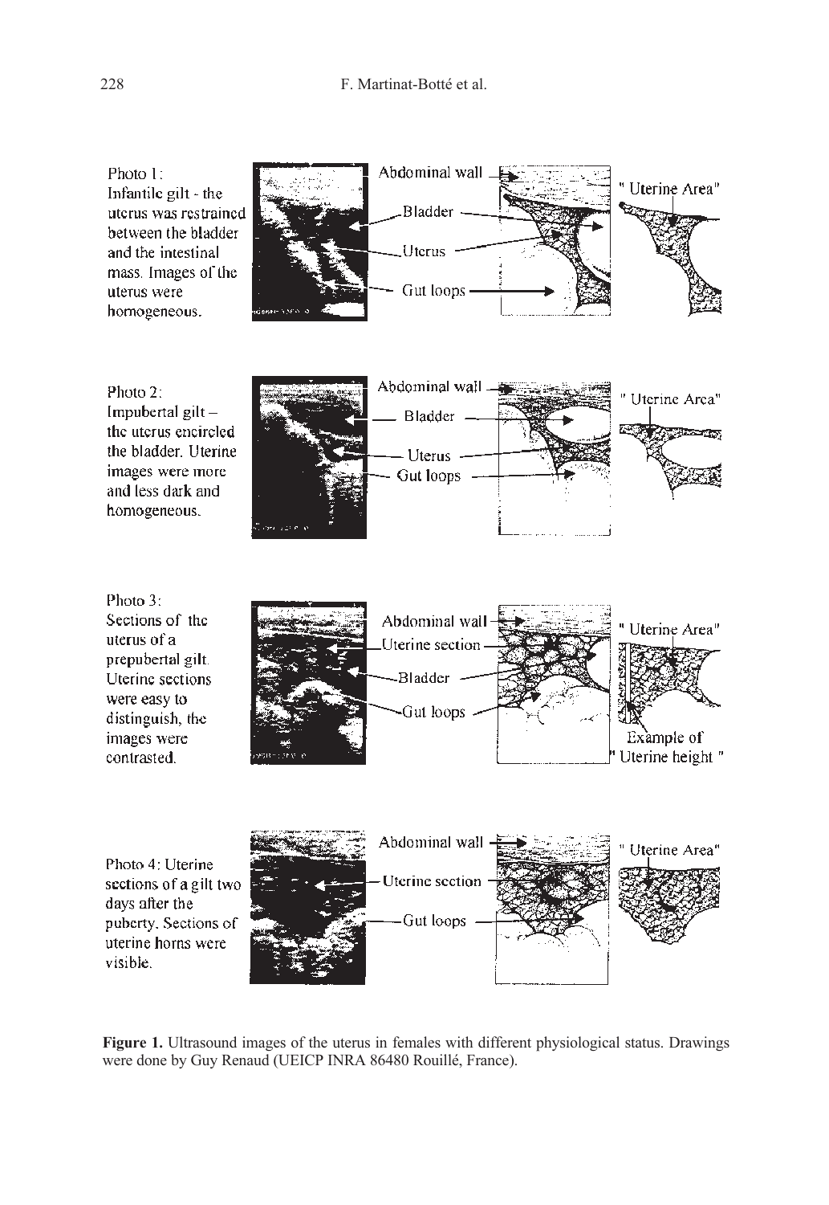Photo 1:
Infantile gilt - the uterus was restrained between the bladder and the intestinal mass. Images of the uterus were homogeneous.

Abdominal wall

Bladder

Uterus

Gut loops

" Uterine Area"

Photo 2:
Impubertal gilt – the uterus encircled the bladder. Uterine images were more and less dark and homogeneous.

Abdominal wall

Bladder

Uterus

Gut loops

" Uterine Area"

Photo 3:
Sections of the uterus of a prepubertal gilt. Uterine sections were easy to distinguish, the images were contrasted.

Abdominal wall

Uterine section

Bladder

Gut loops

" Uterine Area"

Example of " Uterine height "

Photo 4: Uterine sections of a gilt two days after the puberty. Sections of uterine horns were visible.

Abdominal wall

Uterine section

Gut loops

" Uterine Area"

**Figure 1.** Ultrasound images of the uterus in females with different physiological status. Drawings were done by Guy Renaud (UEICP INRA 86480 Rouillé, France).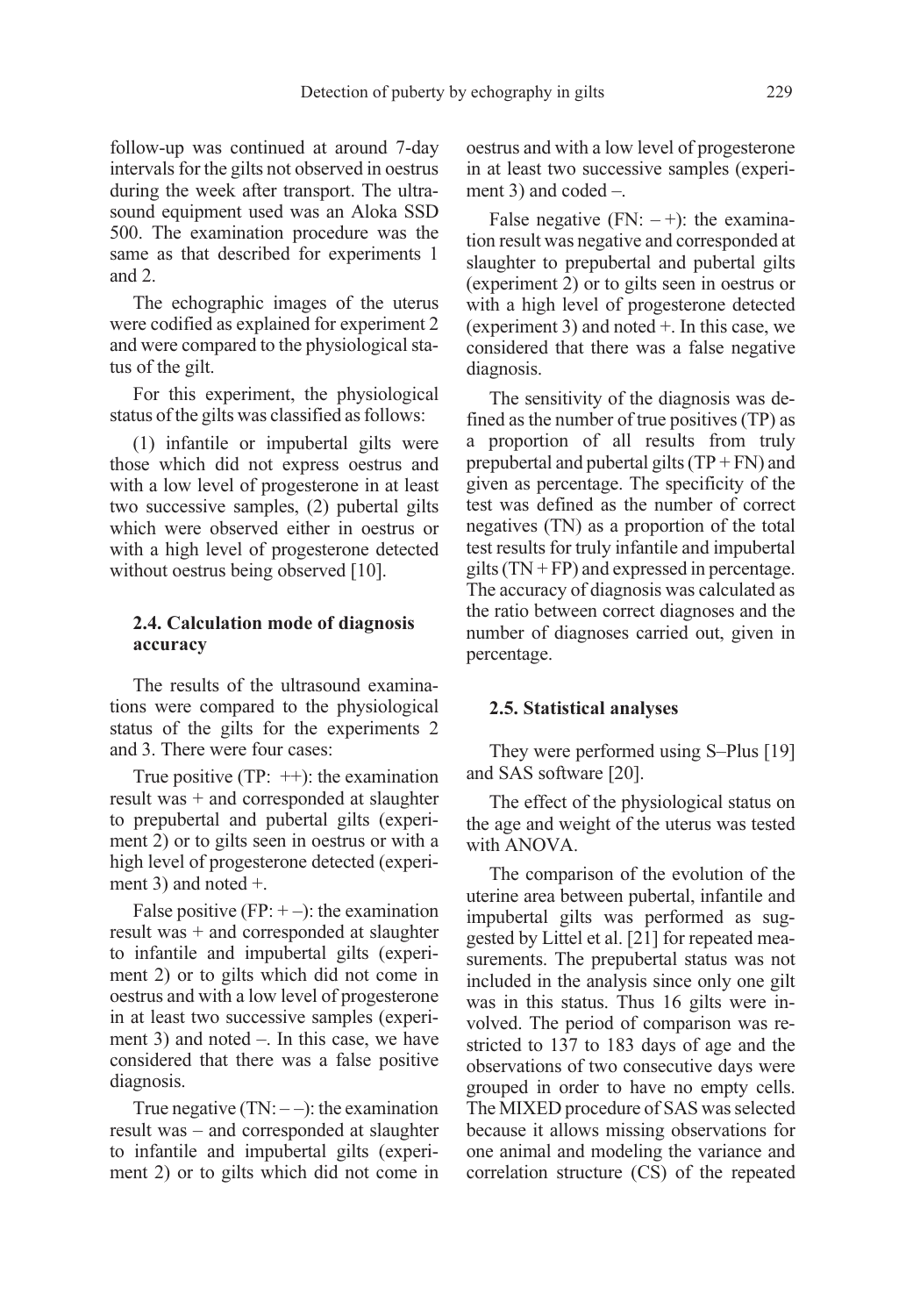follow-up was continued at around 7-day intervals for the gilts not observed in oestrus during the week after transport. The ultrasound equipment used was an Aloka SSD 500. The examination procedure was the same as that described for experiments 1 and 2.

The echographic images of the uterus were codified as explained for experiment 2 and were compared to the physiological status of the gilt.

For this experiment, the physiological status of the gilts was classified as follows:

(1) infantile or impubertal gilts were those which did not express oestrus and with a low level of progesterone in at least two successive samples, (2) pubertal gilts which were observed either in oestrus or with a high level of progesterone detected without oestrus being observed [10].

### 2.4. Calculation mode of diagnosis accuracy

The results of the ultrasound examinations were compared to the physiological status of the gilts for the experiments 2 and 3. There were four cases:

True positive (TP: ++): the examination result was + and corresponded at slaughter to prepubertal and pubertal gilts (experiment 2) or to gilts seen in oestrus or with a high level of progesterone detected (experiment 3) and noted +.

False positive (FP: + –): the examination result was + and corresponded at slaughter to infantile and impubertal gilts (experiment 2) or to gilts which did not come in oestrus and with a low level of progesterone in at least two successive samples (experiment 3) and noted –. In this case, we have considered that there was a false positive diagnosis.

True negative (TN: – –): the examination result was – and corresponded at slaughter to infantile and impubertal gilts (experiment 2) or to gilts which did not come in oestrus and with a low level of progesterone in at least two successive samples (experiment 3) and coded –.

False negative (FN: – +): the examination result was negative and corresponded at slaughter to prepubertal and pubertal gilts (experiment 2) or to gilts seen in oestrus or with a high level of progesterone detected (experiment 3) and noted +. In this case, we considered that there was a false negative diagnosis.

The sensitivity of the diagnosis was defined as the number of true positives (TP) as a proportion of all results from truly prepubertal and pubertal gilts (TP + FN) and given as percentage. The specificity of the test was defined as the number of correct negatives (TN) as a proportion of the total test results for truly infantile and impubertal gilts (TN + FP) and expressed in percentage. The accuracy of diagnosis was calculated as the ratio between correct diagnoses and the number of diagnoses carried out, given in percentage.

### 2.5. Statistical analyses

They were performed using S–Plus [19] and SAS software [20].

The effect of the physiological status on the age and weight of the uterus was tested with ANOVA.

The comparison of the evolution of the uterine area between pubertal, infantile and impubertal gilts was performed as suggested by Littel et al. [21] for repeated measurements. The prepubertal status was not included in the analysis since only one gilt was in this status. Thus 16 gilts were involved. The period of comparison was restricted to 137 to 183 days of age and the observations of two consecutive days were grouped in order to have no empty cells. The MIXED procedure of SAS was selected because it allows missing observations for one animal and modeling the variance and correlation structure (CS) of the repeated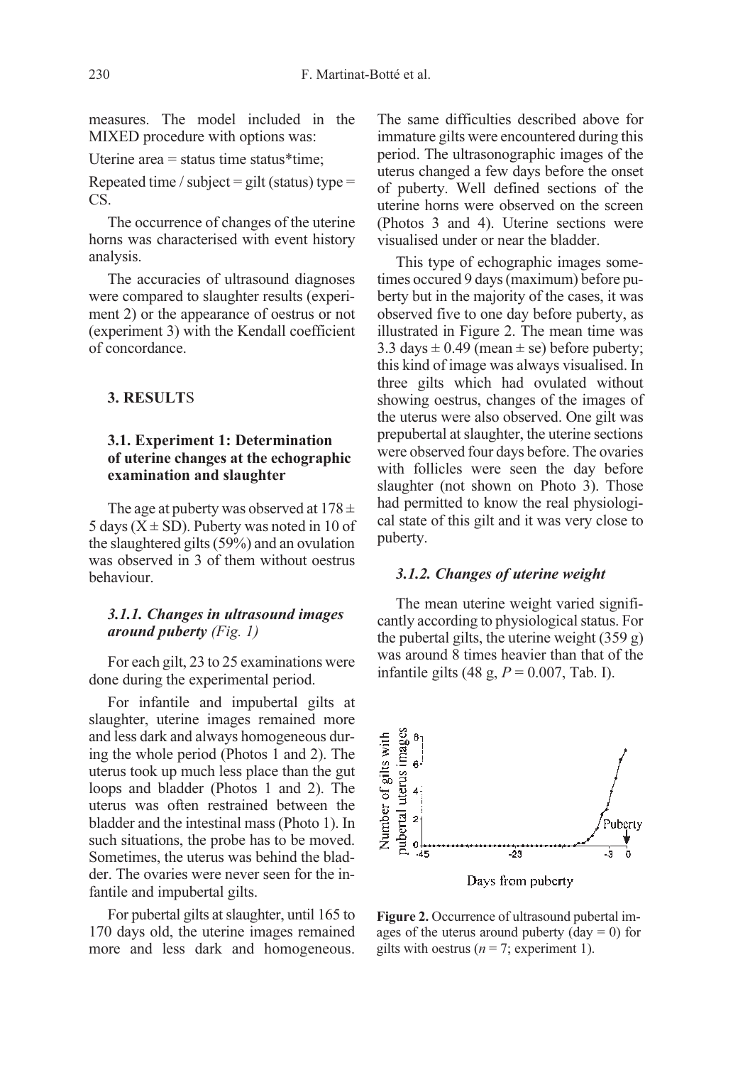measures. The model included in the MIXED procedure with options was:

Uterine area = status time status*time;

Repeated time / subject = gilt (status) type = CS.

The occurrence of changes of the uterine horns was characterised with event history analysis.

The accuracies of ultrasound diagnoses were compared to slaughter results (experiment 2) or the appearance of oestrus or not (experiment 3) with the Kendall coefficient of concordance.

## 3. RESULTS

### 3.1. Experiment 1: Determination of uterine changes at the echographic examination and slaughter

The age at puberty was observed at 178 ± 5 days (X ± SD). Puberty was noted in 10 of the slaughtered gilts (59%) and an ovulation was observed in 3 of them without oestrus behaviour.

#### *3.1.1. Changes in ultrasound images around puberty* (*Fig. 1*)

For each gilt, 23 to 25 examinations were done during the experimental period.

For infantile and impubertal gilts at slaughter, uterine images remained more and less dark and always homogeneous during the whole period (Photos 1 and 2). The uterus took up much less place than the gut loops and bladder (Photos 1 and 2). The uterus was often restrained between the bladder and the intestinal mass (Photo 1). In such situations, the probe has to be moved. Sometimes, the uterus was behind the bladder. The ovaries were never seen for the infantile and impubertal gilts.

For pubertal gilts at slaughter, until 165 to 170 days old, the uterine images remained more and less dark and homogeneous. The same difficulties described above for immature gilts were encountered during this period. The ultrasonographic images of the uterus changed a few days before the onset of puberty. Well defined sections of the uterine horns were observed on the screen (Photos 3 and 4). Uterine sections were visualised under or near the bladder.

This type of echographic images sometimes occured 9 days (maximum) before puberty but in the majority of the cases, it was observed five to one day before puberty, as illustrated in Figure 2. The mean time was 3.3 days ± 0.49 (mean ± se) before puberty; this kind of image was always visualised. In three gilts which had ovulated without showing oestrus, changes of the images of the uterus were also observed. One gilt was prepubertal at slaughter, the uterine sections were observed four days before. The ovaries with follicles were seen the day before slaughter (not shown on Photo 3). Those had permitted to know the real physiological state of this gilt and it was very close to puberty.

#### *3.1.2. Changes of uterine weight*

The mean uterine weight varied significantly according to physiological status. For the pubertal gilts, the uterine weight (359 g) was around 8 times heavier than that of the infantile gilts (48 g, $P = 0.007$, Tab. I).

**Figure 2.** Occurrence of ultrasound pubertal images of the uterus around puberty (day = 0) for gilts with oestrus ($n = 7$; experiment 1).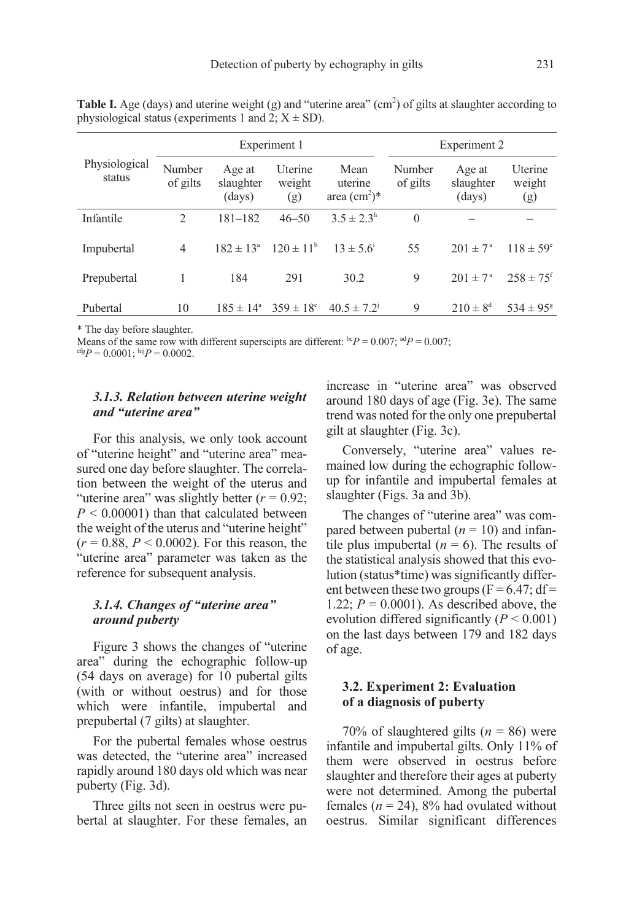**Table I.** Age (days) and uterine weight (g) and "uterine area" ($cm^2$) of gilts at slaughter according to physiological status (experiments 1 and 2; $X \pm SD$).

| Physiological status | Experiment 1 | | | | Experiment 2 | | |
|---|---|---|---|---|---|---|---|
| | Number of gilts | Age at slaughter (days) | Uterine weight (g) | Mean uterine area ($cm^2$)* | Number of gilts | Age at slaughter (days) | Uterine weight (g) |
| Infantile | 2 | 181–182 | 46–50 | $3.5 \pm 2.3^{h}$ | 0 | – | – |
| Impubertal | 4 | $182 \pm 13^{a}$ | $120 \pm 11^{b}$ | $13 \pm 5.6^{i}$ | 55 | $201 \pm 7^{a}$ | $118 \pm 59^{e}$ |
| Prepubertal | 1 | 184 | 291 | 30.2 | 9 | $201 \pm 7^{a}$ | $258 \pm 75^{f}$ |
| Pubertal | 10 | $185 \pm 14^{a}$ | $359 \pm 18^{c}$ | $40.5 \pm 7.2^{j}$ | 9 | $210 \pm 8^{d}$ | $534 \pm 95^{g}$ |

\* The day before slaughter.
Means of the same row with different superscipts are different: $^{bc}P = 0.007$; $^{ad}P = 0.007$; $^{efg}P = 0.0001$; $^{hij}P = 0.0002$.

### *3.1.3. Relation between uterine weight and "uterine area"*

For this analysis, we only took account of "uterine height" and "uterine area" measured one day before slaughter. The correlation between the weight of the uterus and "uterine area" was slightly better ($r = 0.92$; $P < 0.00001$) than that calculated between the weight of the uterus and "uterine height" ($r = 0.88$, $P < 0.0002$). For this reason, the "uterine area" parameter was taken as the reference for subsequent analysis.

### *3.1.4. Changes of "uterine area" around puberty*

Figure 3 shows the changes of "uterine area" during the echographic follow-up (54 days on average) for 10 pubertal gilts (with or without oestrus) and for those which were infantile, impubertal and prepubertal (7 gilts) at slaughter.

For the pubertal females whose oestrus was detected, the "uterine area" increased rapidly around 180 days old which was near puberty (Fig. 3d).

Three gilts not seen in oestrus were pubertal at slaughter. For these females, an increase in "uterine area" was observed around 180 days of age (Fig. 3e). The same trend was noted for the only one prepubertal gilt at slaughter (Fig. 3c).

Conversely, "uterine area" values remained low during the echographic follow-up for infantile and impubertal females at slaughter (Figs. 3a and 3b).

The changes of "uterine area" was compared between pubertal ($n = 10$) and infantile plus impubertal ($n = 6$). The results of the statistical analysis showed that this evolution (status*time) was significantly different between these two groups ($F = 6.47$; $df = 1.22$; $P = 0.0001$). As described above, the evolution differed significantly ($P < 0.001$) on the last days between 179 and 182 days of age.

### 3.2. Experiment 2: Evaluation of a diagnosis of puberty

70% of slaughtered gilts ($n = 86$) were infantile and impubertal gilts. Only 11% of them were observed in oestrus before slaughter and therefore their ages at puberty were not determined. Among the pubertal females ($n = 24$), 8% had ovulated without oestrus. Similar significant differences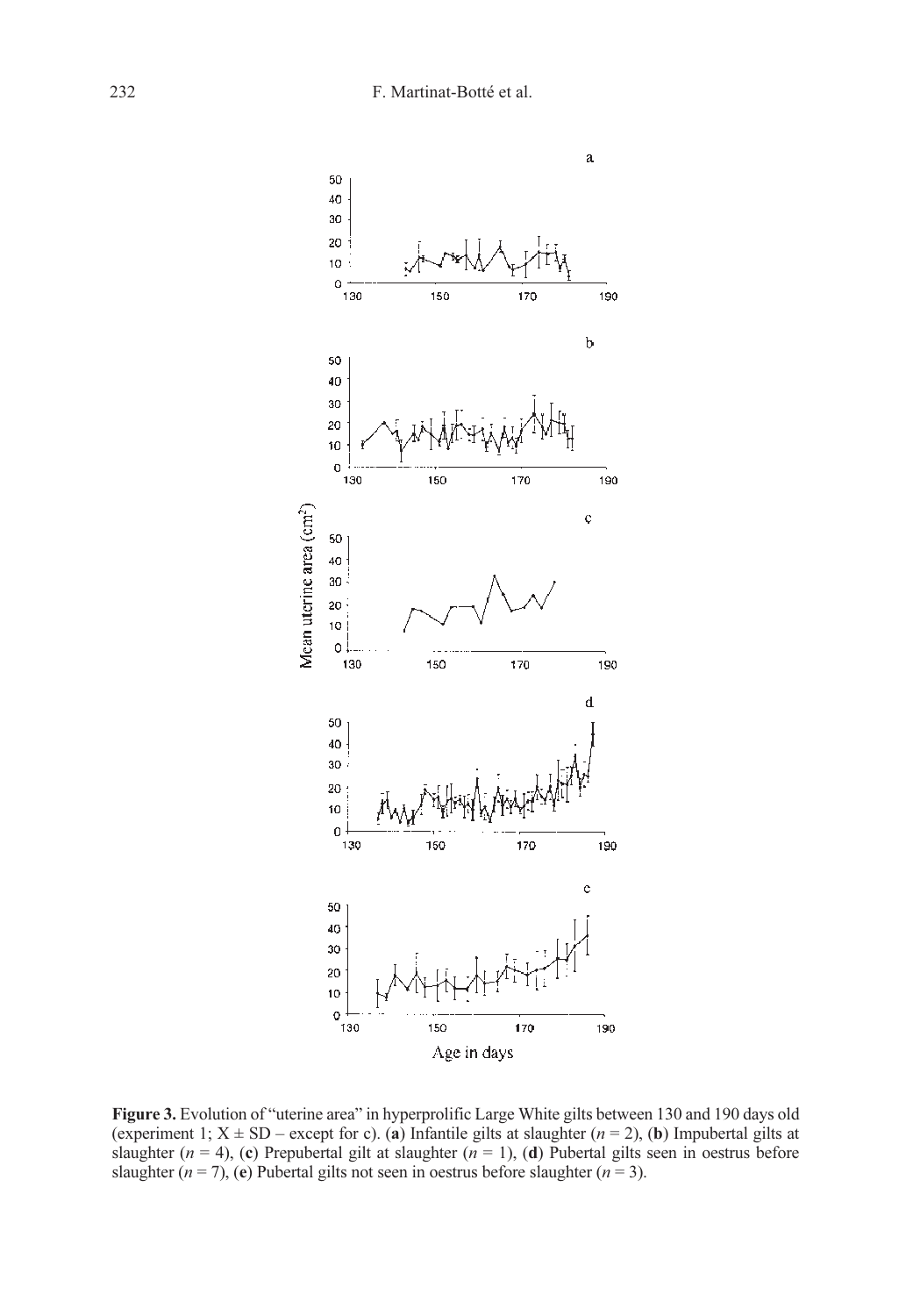**Figure 3.** Evolution of "uterine area" in hyperprolific Large White gilts between 130 and 190 days old (experiment 1; X ± SD – except for c). (**a**) Infantile gilts at slaughter ($n = 2$), (**b**) Impubertal gilts at slaughter ($n = 4$), (**c**) Prepubertal gilt at slaughter ($n = 1$), (**d**) Pubertal gilts seen in oestrus before slaughter ($n = 7$), (**e**) Pubertal gilts not seen in oestrus before slaughter ($n = 3$).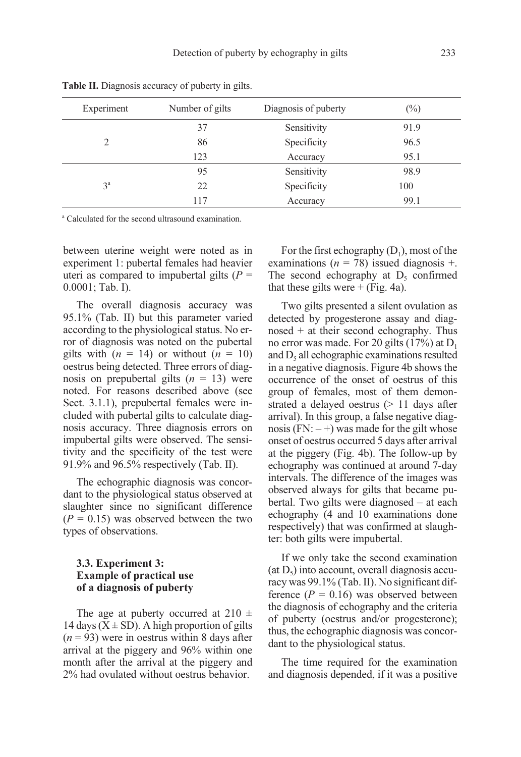**Table II.** Diagnosis accuracy of puberty in gilts.

| Experiment | Number of gilts | Diagnosis of puberty | (%) |
|---|---|---|---|
| 2 | 37 | Sensitivity | 91.9 |
| | 86 | Specificity | 96.5 |
| | 123 | Accuracy | 95.1 |
| 3[a] | 95 | Sensitivity | 98.9 |
| | 22 | Specificity | 100 |
| | 117 | Accuracy | 99.1 |

[a] Calculated for the second ultrasound examination.

between uterine weight were noted as in experiment 1: pubertal females had heavier uteri as compared to impubertal gilts ($P$ = 0.0001; Tab. I).

The overall diagnosis accuracy was 95.1% (Tab. II) but this parameter varied according to the physiological status. No error of diagnosis was noted on the pubertal gilts with ($n$ = 14) or without ($n$ = 10) oestrus being detected. Three errors of diagnosis on prepubertal gilts ($n$ = 13) were noted. For reasons described above (see Sect. 3.1.1), prepubertal females were included with pubertal gilts to calculate diagnosis accuracy. Three diagnosis errors on impubertal gilts were observed. The sensitivity and the specificity of the test were 91.9% and 96.5% respectively (Tab. II).

The echographic diagnosis was concordant to the physiological status observed at slaughter since no significant difference ($P$ = 0.15) was observed between the two types of observations.

### 3.3. Experiment 3: Example of practical use of a diagnosis of puberty

The age at puberty occurred at 210 ± 14 days ($\bar{X}$ ± SD). A high proportion of gilts ($n$ = 93) were in oestrus within 8 days after arrival at the piggery and 96% within one month after the arrival at the piggery and 2% had ovulated without oestrus behavior.

For the first echography ($D_1$), most of the examinations ($n$ = 78) issued diagnosis +. The second echography at $D_5$ confirmed that these gilts were + (Fig. 4a).

Two gilts presented a silent ovulation as detected by progesterone assay and diagnosed + at their second echography. Thus no error was made. For 20 gilts (17%) at $D_1$ and $D_5$ all echographic examinations resulted in a negative diagnosis. Figure 4b shows the occurrence of the onset of oestrus of this group of females, most of them demonstrated a delayed oestrus (> 11 days after arrival). In this group, a false negative diagnosis (FN: – +) was made for the gilt whose onset of oestrus occurred 5 days after arrival at the piggery (Fig. 4b). The follow-up by echography was continued at around 7-day intervals. The difference of the images was observed always for gilts that became pubertal. Two gilts were diagnosed – at each echography (4 and 10 examinations done respectively) that was confirmed at slaughter: both gilts were impubertal.

If we only take the second examination (at $D_5$) into account, overall diagnosis accuracy was 99.1% (Tab. II). No significant difference ($P$ = 0.16) was observed between the diagnosis of echography and the criteria of puberty (oestrus and/or progesterone); thus, the echographic diagnosis was concordant to the physiological status.

The time required for the examination and diagnosis depended, if it was a positive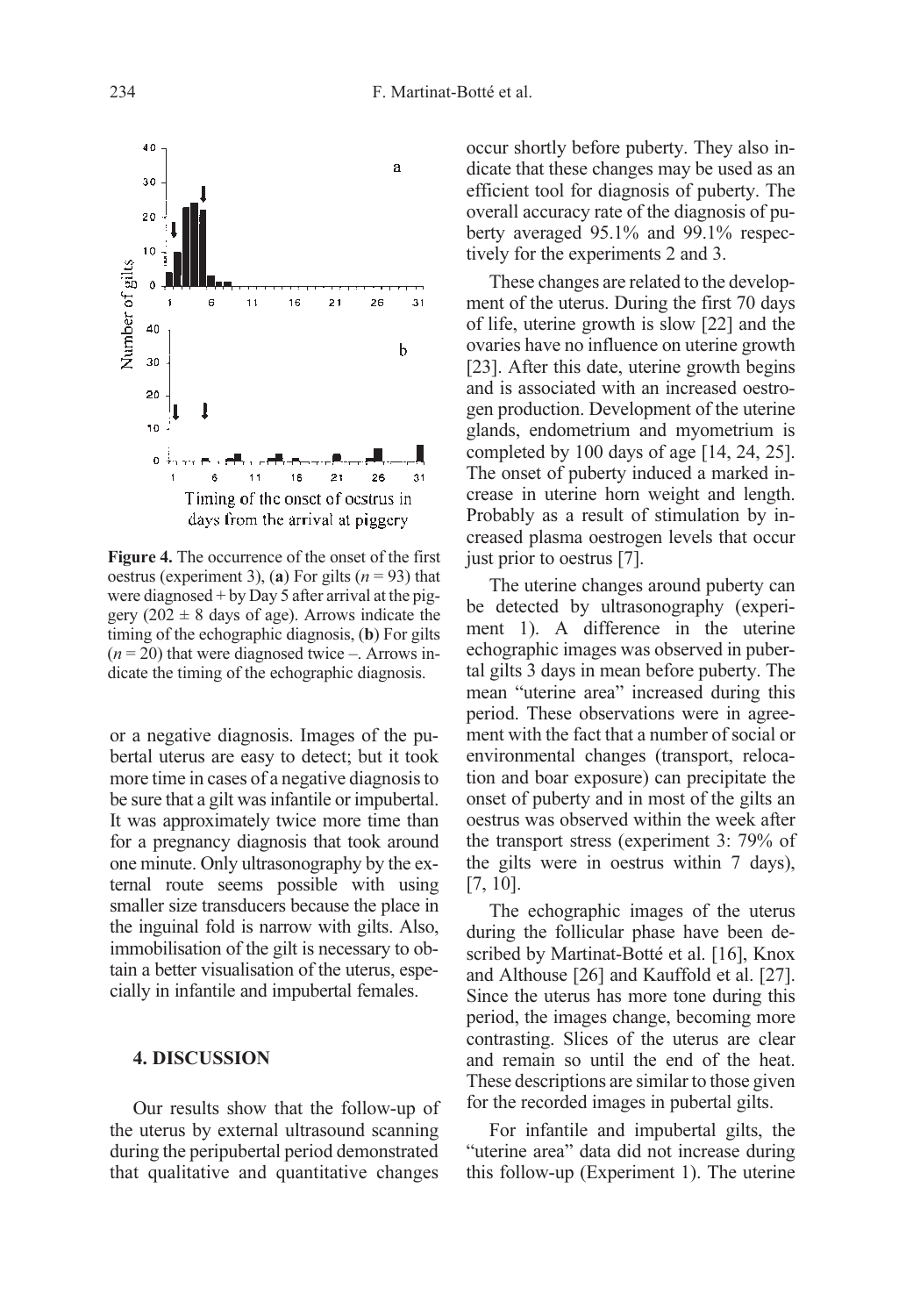Figure 4. The occurrence of the onset of the first oestrus (experiment 3), (**a**) For gilts ($n = 93$) that were diagnosed + by Day 5 after arrival at the piggery ($202 \pm 8$ days of age). Arrows indicate the timing of the echographic diagnosis, (**b**) For gilts ($n = 20$) that were diagnosed twice –. Arrows indicate the timing of the echographic diagnosis.

or a negative diagnosis. Images of the pubertal uterus are easy to detect; but it took more time in cases of a negative diagnosis to be sure that a gilt was infantile or impubertal. It was approximately twice more time than for a pregnancy diagnosis that took around one minute. Only ultrasonography by the external route seems possible with using smaller size transducers because the place in the inguinal fold is narrow with gilts. Also, immobilisation of the gilt is necessary to obtain a better visualisation of the uterus, especially in infantile and impubertal females.

## 4. DISCUSSION

Our results show that the follow-up of the uterus by external ultrasound scanning during the peripubertal period demonstrated that qualitative and quantitative changes occur shortly before puberty. They also indicate that these changes may be used as an efficient tool for diagnosis of puberty. The overall accuracy rate of the diagnosis of puberty averaged 95.1% and 99.1% respectively for the experiments 2 and 3.

These changes are related to the development of the uterus. During the first 70 days of life, uterine growth is slow [22] and the ovaries have no influence on uterine growth [23]. After this date, uterine growth begins and is associated with an increased oestrogen production. Development of the uterine glands, endometrium and myometrium is completed by 100 days of age [14, 24, 25]. The onset of puberty induced a marked increase in uterine horn weight and length. Probably as a result of stimulation by increased plasma oestrogen levels that occur just prior to oestrus [7].

The uterine changes around puberty can be detected by ultrasonography (experiment 1). A difference in the uterine echographic images was observed in pubertal gilts 3 days in mean before puberty. The mean "uterine area" increased during this period. These observations were in agreement with the fact that a number of social or environmental changes (transport, relocation and boar exposure) can precipitate the onset of puberty and in most of the gilts an oestrus was observed within the week after the transport stress (experiment 3: 79% of the gilts were in oestrus within 7 days), [7, 10].

The echographic images of the uterus during the follicular phase have been described by Martinat-Botté et al. [16], Knox and Althouse [26] and Kauffold et al. [27]. Since the uterus has more tone during this period, the images change, becoming more contrasting. Slices of the uterus are clear and remain so until the end of the heat. These descriptions are similar to those given for the recorded images in pubertal gilts.

For infantile and impubertal gilts, the "uterine area" data did not increase during this follow-up (Experiment 1). The uterine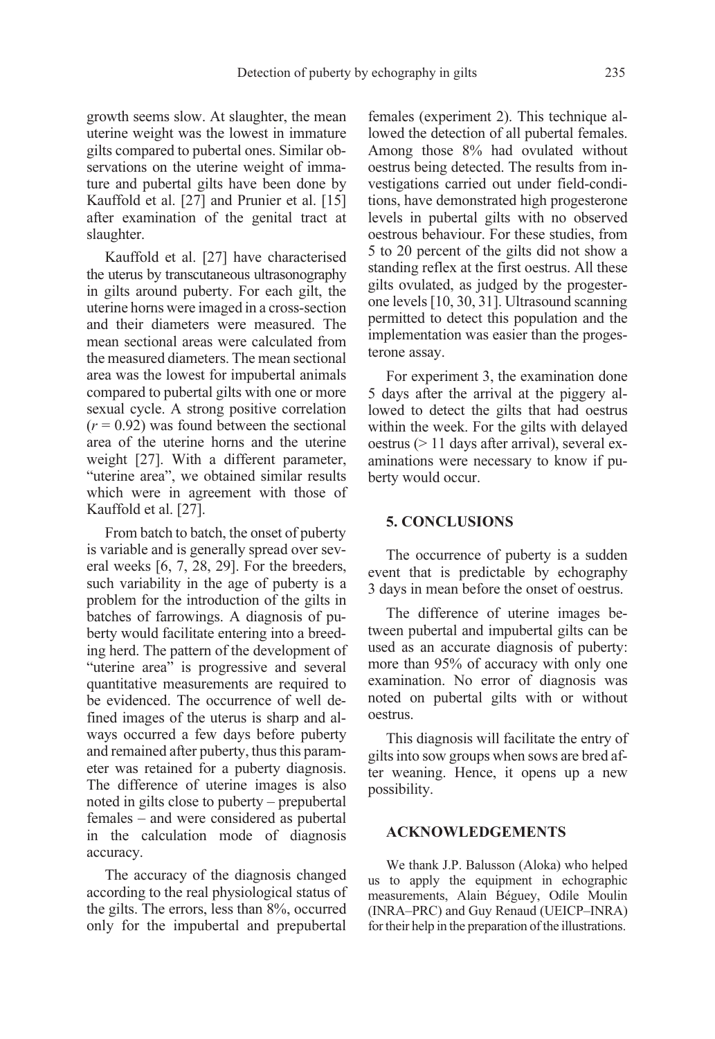growth seems slow. At slaughter, the mean uterine weight was the lowest in immature gilts compared to pubertal ones. Similar observations on the uterine weight of immature and pubertal gilts have been done by Kauffold et al. [27] and Prunier et al. [15] after examination of the genital tract at slaughter.

Kauffold et al. [27] have characterised the uterus by transcutaneous ultrasonography in gilts around puberty. For each gilt, the uterine horns were imaged in a cross-section and their diameters were measured. The mean sectional areas were calculated from the measured diameters. The mean sectional area was the lowest for impubertal animals compared to pubertal gilts with one or more sexual cycle. A strong positive correlation ($r = 0.92$) was found between the sectional area of the uterine horns and the uterine weight [27]. With a different parameter, "uterine area", we obtained similar results which were in agreement with those of Kauffold et al. [27].

From batch to batch, the onset of puberty is variable and is generally spread over several weeks [6, 7, 28, 29]. For the breeders, such variability in the age of puberty is a problem for the introduction of the gilts in batches of farrowings. A diagnosis of puberty would facilitate entering into a breeding herd. The pattern of the development of "uterine area" is progressive and several quantitative measurements are required to be evidenced. The occurrence of well defined images of the uterus is sharp and always occurred a few days before puberty and remained after puberty, thus this parameter was retained for a puberty diagnosis. The difference of uterine images is also noted in gilts close to puberty – prepubertal females – and were considered as pubertal in the calculation mode of diagnosis accuracy.

The accuracy of the diagnosis changed according to the real physiological status of the gilts. The errors, less than 8%, occurred only for the impubertal and prepubertal females (experiment 2). This technique allowed the detection of all pubertal females. Among those 8% had ovulated without oestrus being detected. The results from investigations carried out under field-conditions, have demonstrated high progesterone levels in pubertal gilts with no observed oestrous behaviour. For these studies, from 5 to 20 percent of the gilts did not show a standing reflex at the first oestrus. All these gilts ovulated, as judged by the progesterone levels [10, 30, 31]. Ultrasound scanning permitted to detect this population and the implementation was easier than the progesterone assay.

For experiment 3, the examination done 5 days after the arrival at the piggery allowed to detect the gilts that had oestrus within the week. For the gilts with delayed oestrus (> 11 days after arrival), several examinations were necessary to know if puberty would occur.

## 5. CONCLUSIONS

The occurrence of puberty is a sudden event that is predictable by echography 3 days in mean before the onset of oestrus.

The difference of uterine images between pubertal and impubertal gilts can be used as an accurate diagnosis of puberty: more than 95% of accuracy with only one examination. No error of diagnosis was noted on pubertal gilts with or without oestrus.

This diagnosis will facilitate the entry of gilts into sow groups when sows are bred after weaning. Hence, it opens up a new possibility.

## ACKNOWLEDGEMENTS

We thank J.P. Balusson (Aloka) who helped us to apply the equipment in echographic measurements, Alain Béguey, Odile Moulin (INRA–PRC) and Guy Renaud (UEICP–INRA) for their help in the preparation of the illustrations.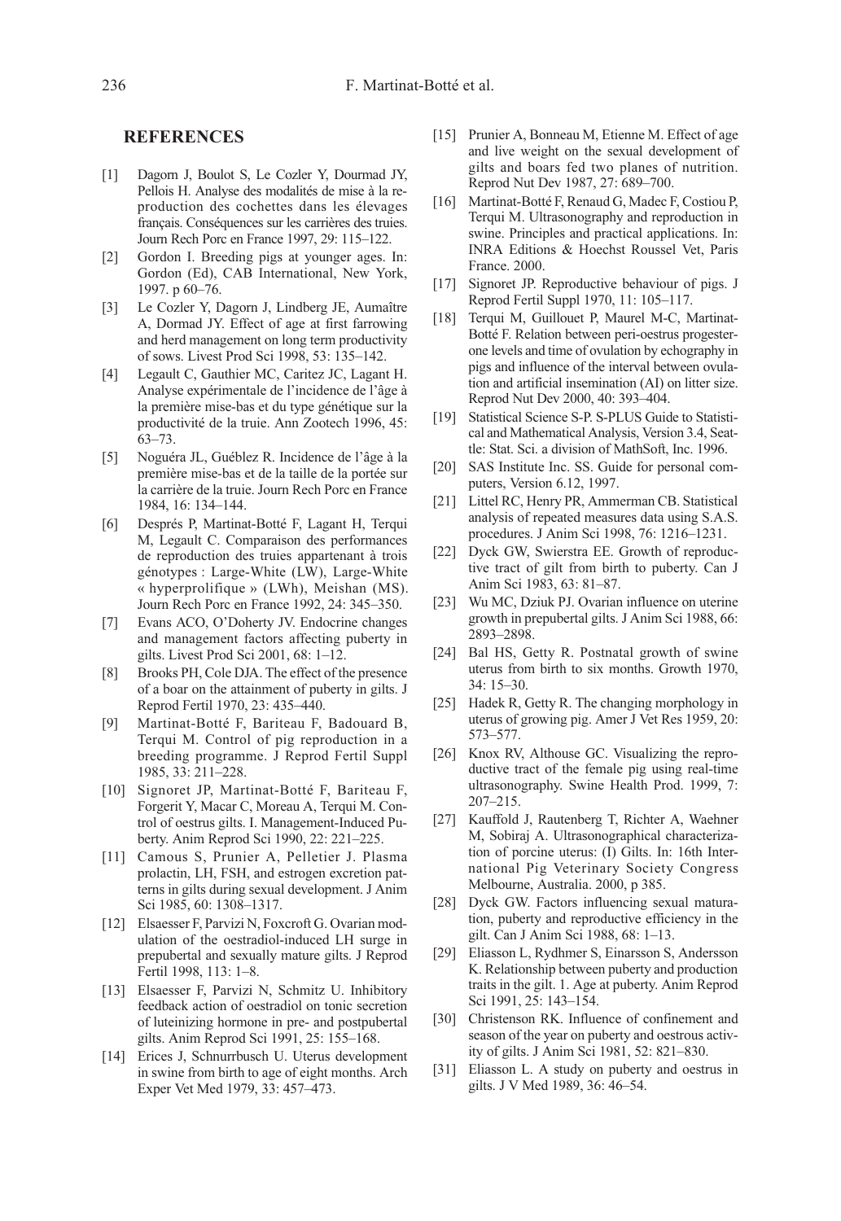## REFERENCES

[1] Dagorn J, Boulot S, Le Cozler Y, Dourmad JY, Pellois H. Analyse des modalités de mise à la reproduction des cochettes dans les élevages français. Conséquences sur les carrières des truies. Journ Rech Porc en France 1997, 29: 115–122.

[2] Gordon I. Breeding pigs at younger ages. In: Gordon (Ed), CAB International, New York, 1997. p 60–76.

[3] Le Cozler Y, Dagorn J, Lindberg JE, Aumaître A, Dormad JY. Effect of age at first farrowing and herd management on long term productivity of sows. Livest Prod Sci 1998, 53: 135–142.

[4] Legault C, Gauthier MC, Caritez JC, Lagant H. Analyse expérimentale de l'incidence de l'âge à la première mise-bas et du type génétique sur la productivité de la truie. Ann Zootech 1996, 45: 63–73.

[5] Noguéra JL, Guéblez R. Incidence de l'âge à la première mise-bas et de la taille de la portée sur la carrière de la truie. Journ Rech Porc en France 1984, 16: 134–144.

[6] Després P, Martinat-Botté F, Lagant H, Terqui M, Legault C. Comparaison des performances de reproduction des truies appartenant à trois génotypes : Large-White (LW), Large-White « hyperprolifique » (LWh), Meishan (MS). Journ Rech Porc en France 1992, 24: 345–350.

[7] Evans ACO, O'Doherty JV. Endocrine changes and management factors affecting puberty in gilts. Livest Prod Sci 2001, 68: 1–12.

[8] Brooks PH, Cole DJA. The effect of the presence of a boar on the attainment of puberty in gilts. J Reprod Fertil 1970, 23: 435–440.

[9] Martinat-Botté F, Bariteau F, Badouard B, Terqui M. Control of pig reproduction in a breeding programme. J Reprod Fertil Suppl 1985, 33: 211–228.

[10] Signoret JP, Martinat-Botté F, Bariteau F, Forgerit Y, Macar C, Moreau A, Terqui M. Control of oestrus gilts. I. Management-Induced Puberty. Anim Reprod Sci 1990, 22: 221–225.

[11] Camous S, Prunier A, Pelletier J. Plasma prolactin, LH, FSH, and estrogen excretion patterns in gilts during sexual development. J Anim Sci 1985, 60: 1308–1317.

[12] Elsaesser F, Parvizi N, Foxcroft G. Ovarian modulation of the oestradiol-induced LH surge in prepubertal and sexually mature gilts. J Reprod Fertil 1998, 113: 1–8.

[13] Elsaesser F, Parvizi N, Schmitz U. Inhibitory feedback action of oestradiol on tonic secretion of luteinizing hormone in pre- and postpubertal gilts. Anim Reprod Sci 1991, 25: 155–168.

[14] Erices J, Schnurrbusch U. Uterus development in swine from birth to age of eight months. Arch Exper Vet Med 1979, 33: 457–473.

[15] Prunier A, Bonneau M, Etienne M. Effect of age and live weight on the sexual development of gilts and boars fed two planes of nutrition. Reprod Nut Dev 1987, 27: 689–700.

[16] Martinat-Botté F, Renaud G, Madec F, Costiou P, Terqui M. Ultrasonography and reproduction in swine. Principles and practical applications. In: INRA Editions & Hoechst Roussel Vet, Paris France. 2000.

[17] Signoret JP. Reproductive behaviour of pigs. J Reprod Fertil Suppl 1970, 11: 105–117.

[18] Terqui M, Guillouet P, Maurel M-C, Martinat-Botté F. Relation between peri-oestrus progesterone levels and time of ovulation by echography in pigs and influence of the interval between ovulation and artificial insemination (AI) on litter size. Reprod Nut Dev 2000, 40: 393–404.

[19] Statistical Science S-P. S-PLUS Guide to Statistical and Mathematical Analysis, Version 3.4, Seattle: Stat. Sci. a division of MathSoft, Inc. 1996.

[20] SAS Institute Inc. SS. Guide for personal computers, Version 6.12, 1997.

[21] Littel RC, Henry PR, Ammerman CB. Statistical analysis of repeated measures data using S.A.S. procedures. J Anim Sci 1998, 76: 1216–1231.

[22] Dyck GW, Swierstra EE. Growth of reproductive tract of gilt from birth to puberty. Can J Anim Sci 1983, 63: 81–87.

[23] Wu MC, Dziuk PJ. Ovarian influence on uterine growth in prepubertal gilts. J Anim Sci 1988, 66: 2893–2898.

[24] Bal HS, Getty R. Postnatal growth of swine uterus from birth to six months. Growth 1970, 34: 15–30.

[25] Hadek R, Getty R. The changing morphology in uterus of growing pig. Amer J Vet Res 1959, 20: 573–577.

[26] Knox RV, Althouse GC. Visualizing the reproductive tract of the female pig using real-time ultrasonography. Swine Health Prod. 1999, 7: 207–215.

[27] Kauffold J, Rautenberg T, Richter A, Waehner M, Sobiraj A. Ultrasonographical characterization of porcine uterus: (I) Gilts. In: 16th International Pig Veterinary Society Congress Melbourne, Australia. 2000, p 385.

[28] Dyck GW. Factors influencing sexual maturation, puberty and reproductive efficiency in the gilt. Can J Anim Sci 1988, 68: 1–13.

[29] Eliasson L, Rydhmer S, Einarsson S, Andersson K. Relationship between puberty and production traits in the gilt. 1. Age at puberty. Anim Reprod Sci 1991, 25: 143–154.

[30] Christenson RK. Influence of confinement and season of the year on puberty and oestrous activity of gilts. J Anim Sci 1981, 52: 821–830.

[31] Eliasson L. A study on puberty and oestrus in gilts. J V Med 1989, 36: 46–54.